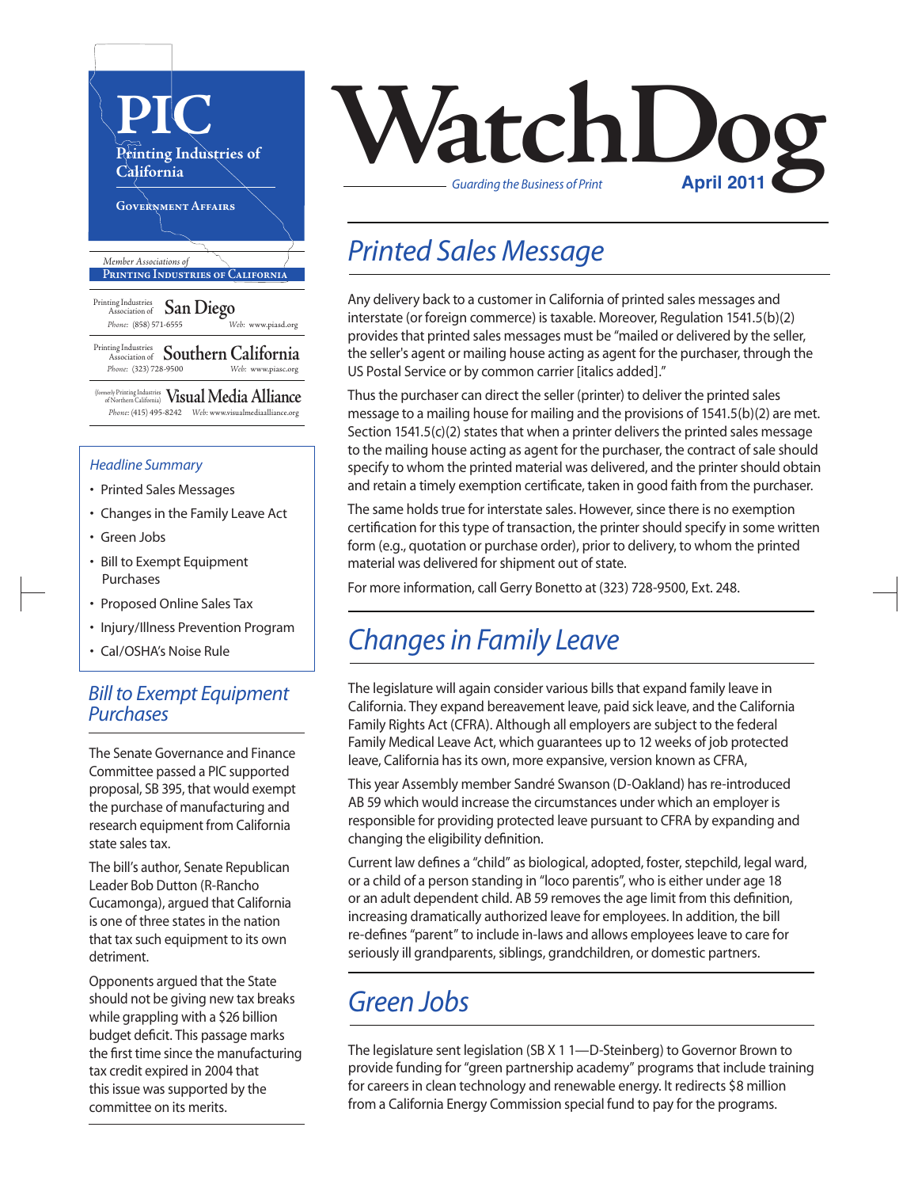# WatchDog

*Guarding the Business of Print*

**April 2011**

**PIC**
Printing Industries of California
Government Affairs

*Member Associations of*
**Printing Industries of California**

Printing Industries Association of **San Diego**
*Phone:* (858) 571-6555 *Web:* www.piasd.org

Printing Industries Association of **Southern California**
*Phone:* (323) 728-9500 *Web:* www.piasc.org

(formerly Printing Industries of Northern California) **Visual Media Alliance**
*Phone:* (415) 495-8242 *Web:* www.visualmediaalliance.org

*Headline Summary*

- Printed Sales Messages
- Changes in the Family Leave Act
- Green Jobs
- Bill to Exempt Equipment Purchases
- Proposed Online Sales Tax
- Injury/Illness Prevention Program
- Cal/OSHA's Noise Rule

## *Printed Sales Message*

Any delivery back to a customer in California of printed sales messages and interstate (or foreign commerce) is taxable. Moreover, Regulation 1541.5(b)(2) provides that printed sales messages must be "mailed or delivered by the seller, the seller's agent or mailing house acting as agent for the purchaser, through the US Postal Service or by common carrier [italics added]."

Thus the purchaser can direct the seller (printer) to deliver the printed sales message to a mailing house for mailing and the provisions of 1541.5(b)(2) are met. Section 1541.5(c)(2) states that when a printer delivers the printed sales message to the mailing house acting as agent for the purchaser, the contract of sale should specify to whom the printed material was delivered, and the printer should obtain and retain a timely exemption certificate, taken in good faith from the purchaser.

The same holds true for interstate sales. However, since there is no exemption certification for this type of transaction, the printer should specify in some written form (e.g., quotation or purchase order), prior to delivery, to whom the printed material was delivered for shipment out of state.

For more information, call Gerry Bonetto at (323) 728-9500, Ext. 248.

## *Changes in Family Leave*

The legislature will again consider various bills that expand family leave in California. They expand bereavement leave, paid sick leave, and the California Family Rights Act (CFRA). Although all employers are subject to the federal Family Medical Leave Act, which guarantees up to 12 weeks of job protected leave, California has its own, more expansive, version known as CFRA,

This year Assembly member Sandré Swanson (D-Oakland) has re-introduced AB 59 which would increase the circumstances under which an employer is responsible for providing protected leave pursuant to CFRA by expanding and changing the eligibility definition.

Current law defines a "child" as biological, adopted, foster, stepchild, legal ward, or a child of a person standing in "loco parentis", who is either under age 18 or an adult dependent child. AB 59 removes the age limit from this definition, increasing dramatically authorized leave for employees. In addition, the bill re-defines "parent" to include in-laws and allows employees leave to care for seriously ill grandparents, siblings, grandchildren, or domestic partners.

## *Green Jobs*

The legislature sent legislation (SB X 1 1—D-Steinberg) to Governor Brown to provide funding for "green partnership academy" programs that include training for careers in clean technology and renewable energy. It redirects $8 million from a California Energy Commission special fund to pay for the programs.

## *Bill to Exempt Equipment Purchases*

The Senate Governance and Finance Committee passed a PIC supported proposal, SB 395, that would exempt the purchase of manufacturing and research equipment from California state sales tax.

The bill's author, Senate Republican Leader Bob Dutton (R-Rancho Cucamonga), argued that California is one of three states in the nation that tax such equipment to its own detriment.

Opponents argued that the State should not be giving new tax breaks while grappling with a $26 billion budget deficit. This passage marks the first time since the manufacturing tax credit expired in 2004 that this issue was supported by the committee on its merits.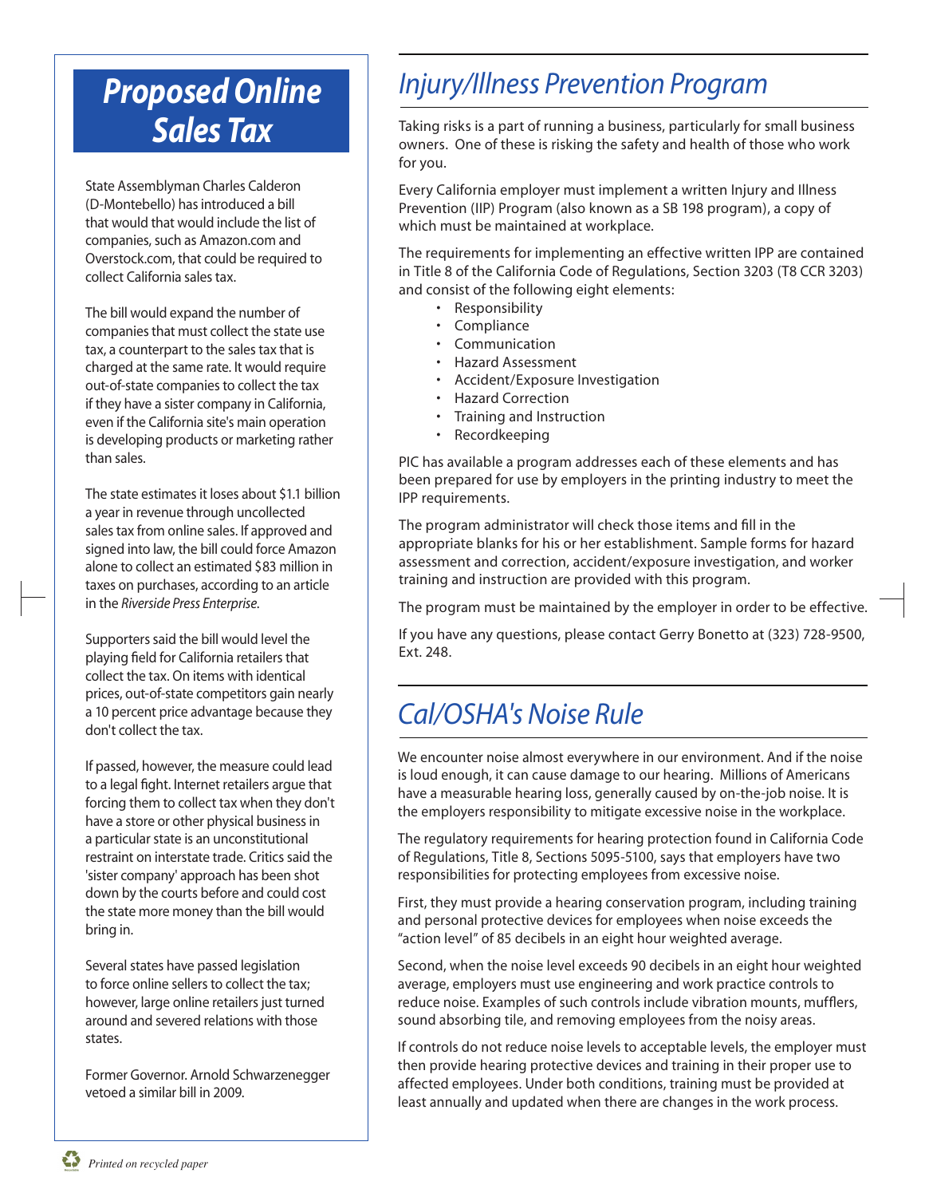# Proposed Online Sales Tax

State Assemblyman Charles Calderon (D-Montebello) has introduced a bill that would that would include the list of companies, such as Amazon.com and Overstock.com, that could be required to collect California sales tax.

The bill would expand the number of companies that must collect the state use tax, a counterpart to the sales tax that is charged at the same rate. It would require out-of-state companies to collect the tax if they have a sister company in California, even if the California site's main operation is developing products or marketing rather than sales.

The state estimates it loses about $1.1 billion a year in revenue through uncollected sales tax from online sales. If approved and signed into law, the bill could force Amazon alone to collect an estimated $83 million in taxes on purchases, according to an article in the *Riverside Press Enterprise.*

Supporters said the bill would level the playing field for California retailers that collect the tax. On items with identical prices, out-of-state competitors gain nearly a 10 percent price advantage because they don't collect the tax.

If passed, however, the measure could lead to a legal fight. Internet retailers argue that forcing them to collect tax when they don't have a store or other physical business in a particular state is an unconstitutional restraint on interstate trade. Critics said the 'sister company' approach has been shot down by the courts before and could cost the state more money than the bill would bring in.

Several states have passed legislation to force online sellers to collect the tax; however, large online retailers just turned around and severed relations with those states.

Former Governor. Arnold Schwarzenegger vetoed a similar bill in 2009.

# Injury/Illness Prevention Program

Taking risks is a part of running a business, particularly for small business owners. One of these is risking the safety and health of those who work for you.

Every California employer must implement a written Injury and Illness Prevention (IIP) Program (also known as a SB 198 program), a copy of which must be maintained at workplace.

The requirements for implementing an effective written IPP are contained in Title 8 of the California Code of Regulations, Section 3203 (T8 CCR 3203) and consist of the following eight elements:

- Responsibility
- Compliance
- Communication
- Hazard Assessment
- Accident/Exposure Investigation
- Hazard Correction
- Training and Instruction
- Recordkeeping

PIC has available a program addresses each of these elements and has been prepared for use by employers in the printing industry to meet the IPP requirements.

The program administrator will check those items and fill in the appropriate blanks for his or her establishment. Sample forms for hazard assessment and correction, accident/exposure investigation, and worker training and instruction are provided with this program.

The program must be maintained by the employer in order to be effective.

If you have any questions, please contact Gerry Bonetto at (323) 728-9500, Ext. 248.

# Cal/OSHA's Noise Rule

We encounter noise almost everywhere in our environment. And if the noise is loud enough, it can cause damage to our hearing. Millions of Americans have a measurable hearing loss, generally caused by on-the-job noise. It is the employers responsibility to mitigate excessive noise in the workplace.

The regulatory requirements for hearing protection found in California Code of Regulations, Title 8, Sections 5095-5100, says that employers have two responsibilities for protecting employees from excessive noise.

First, they must provide a hearing conservation program, including training and personal protective devices for employees when noise exceeds the "action level" of 85 decibels in an eight hour weighted average.

Second, when the noise level exceeds 90 decibels in an eight hour weighted average, employers must use engineering and work practice controls to reduce noise. Examples of such controls include vibration mounts, mufflers, sound absorbing tile, and removing employees from the noisy areas.

If controls do not reduce noise levels to acceptable levels, the employer must then provide hearing protective devices and training in their proper use to affected employees. Under both conditions, training must be provided at least annually and updated when there are changes in the work process.

*Printed on recycled paper*